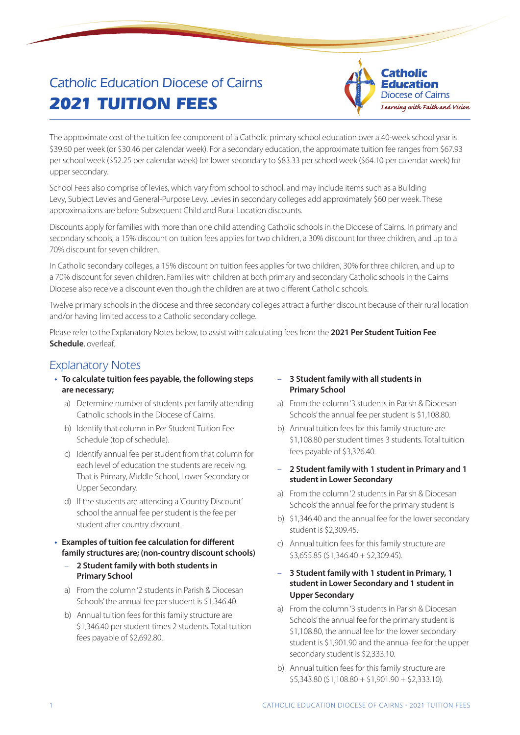# Catholic Education Diocese of Cairns

# 2021 TUITION FEES

The approximate cost of the tuition fee component of a Catholic primary school education over a 40-week school year is $39.60 per week (or $30.46 per calendar week). For a secondary education, the approximate tuition fee ranges from $67.93 per school week ($52.25 per calendar week) for lower secondary to $83.33 per school week ($64.10 per calendar week) for upper secondary.

School Fees also comprise of levies, which vary from school to school, and may include items such as a Building Levy, Subject Levies and General-Purpose Levy. Levies in secondary colleges add approximately $60 per week. These approximations are before Subsequent Child and Rural Location discounts.

Discounts apply for families with more than one child attending Catholic schools in the Diocese of Cairns. In primary and secondary schools, a 15% discount on tuition fees applies for two children, a 30% discount for three children, and up to a 70% discount for seven children.

In Catholic secondary colleges, a 15% discount on tuition fees applies for two children, 30% for three children, and up to a 70% discount for seven children. Families with children at both primary and secondary Catholic schools in the Cairns Diocese also receive a discount even though the children are at two different Catholic schools.

Twelve primary schools in the diocese and three secondary colleges attract a further discount because of their rural location and/or having limited access to a Catholic secondary college.

Please refer to the Explanatory Notes below, to assist with calculating fees from the **2021 Per Student Tuition Fee Schedule**, overleaf.

## Explanatory Notes

- **To calculate tuition fees payable, the following steps are necessary;**
  a) Determine number of students per family attending Catholic schools in the Diocese of Cairns.
  b) Identify that column in Per Student Tuition Fee Schedule (top of schedule).
  c) Identify annual fee per student from that column for each level of education the students are receiving. That is Primary, Middle School, Lower Secondary or Upper Secondary.
  d) If the students are attending a 'Country Discount' school the annual fee per student is the fee per student after country discount.

- **Examples of tuition fee calculation for different family structures are; (non-country discount schools)**
  - **2 Student family with both students in Primary School**
    a) From the column '2 students in Parish & Diocesan Schools' the annual fee per student is $1,346.40.
    b) Annual tuition fees for this family structure are $1,346.40 per student times 2 students. Total tuition fees payable of $2,692.80.
  - **3 Student family with all students in Primary School**
    a) From the column '3 students in Parish & Diocesan Schools' the annual fee per student is $1,108.80.
    b) Annual tuition fees for this family structure are $1,108.80 per student times 3 students. Total tuition fees payable of $3,326.40.
  - **2 Student family with 1 student in Primary and 1 student in Lower Secondary**
    a) From the column '2 students in Parish & Diocesan Schools' the annual fee for the primary student is
    b) $1,346.40 and the annual fee for the lower secondary student is $2,309.45.
    c) Annual tuition fees for this family structure are $3,655.85 ($1,346.40 + $2,309.45).
  - **3 Student family with 1 student in Primary, 1 student in Lower Secondary and 1 student in Upper Secondary**
    a) From the column '3 students in Parish & Diocesan Schools' the annual fee for the primary student is $1,108.80, the annual fee for the lower secondary student is $1,901.90 and the annual fee for the upper secondary student is $2,333.10.
    b) Annual tuition fees for this family structure are $5,343.80 ($1,108.80 + $1,901.90 + $2,333.10).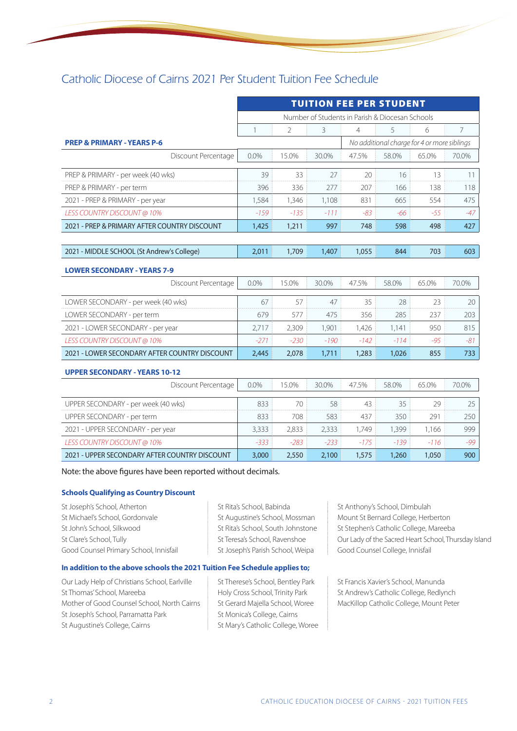## Catholic Diocese of Cairns 2021 Per Student Tuition Fee Schedule

| | TUITION FEE PER STUDENT | | | | | | |
|---|---|---|---|---|---|---|---|
| | Number of Students in Parish & Diocesan Schools | | | | | | |
| | 1 | 2 | 3 | 4 | 5 | 6 | 7 |
| **PREP & PRIMARY - YEARS P-6** | | | | *No additional charge for 4 or more siblings* | | | |
| Discount Percentage | 0.0% | 15.0% | 30.0% | 47.5% | 58.0% | 65.0% | 70.0% |
| PREP & PRIMARY - per week (40 wks) | 39 | 33 | 27 | 20 | 16 | 13 | 11 |
| PREP & PRIMARY - per term | 396 | 336 | 277 | 207 | 166 | 138 | 118 |
| 2021 - PREP & PRIMARY - per year | 1,584 | 1,346 | 1,108 | 831 | 665 | 554 | 475 |
| *LESS COUNTRY DISCOUNT @ 10%* | *-159* | *-135* | *-111* | *-83* | *-66* | *-55* | *-47* |
| 2021 - PREP & PRIMARY AFTER COUNTRY DISCOUNT | 1,425 | 1,211 | 997 | 748 | 598 | 498 | 427 |
| 2021 - MIDDLE SCHOOL (St Andrew's College) | 2,011 | 1,709 | 1,407 | 1,055 | 844 | 703 | 603 |
| **LOWER SECONDARY - YEARS 7-9** | | | | | | | |
| Discount Percentage | 0.0% | 15.0% | 30.0% | 47.5% | 58.0% | 65.0% | 70.0% |
| LOWER SECONDARY - per week (40 wks) | 67 | 57 | 47 | 35 | 28 | 23 | 20 |
| LOWER SECONDARY - per term | 679 | 577 | 475 | 356 | 285 | 237 | 203 |
| 2021 - LOWER SECONDARY - per year | 2,717 | 2,309 | 1,901 | 1,426 | 1,141 | 950 | 815 |
| *LESS COUNTRY DISCOUNT @ 10%* | *-271* | *-230* | *-190* | *-142* | *-114* | *-95* | *-81* |
| 2021 - LOWER SECONDARY AFTER COUNTRY DISCOUNT | 2,445 | 2,078 | 1,711 | 1,283 | 1,026 | 855 | 733 |
| **UPPER SECONDARY - YEARS 10-12** | | | | | | | |
| Discount Percentage | 0.0% | 15.0% | 30.0% | 47.5% | 58.0% | 65.0% | 70.0% |
| UPPER SECONDARY - per week (40 wks) | 833 | 70 | 58 | 43 | 35 | 29 | 25 |
| UPPER SECONDARY - per term | 833 | 708 | 583 | 437 | 350 | 291 | 250 |
| 2021 - UPPER SECONDARY - per year | 3,333 | 2,833 | 2,333 | 1,749 | 1,399 | 1,166 | 999 |
| *LESS COUNTRY DISCOUNT @ 10%* | *-333* | *-283* | *-233* | *-175* | *-139* | *-116* | *-99* |
| 2021 - UPPER SECONDARY AFTER COUNTRY DISCOUNT | 3,000 | 2,550 | 2,100 | 1,575 | 1,260 | 1,050 | 900 |

Note: the above figures have been reported without decimals.

### Schools Qualifying as Country Discount

- St Joseph's School, Atherton
- St Michael's School, Gordonvale
- St John's School, Silkwood
- St Clare's School, Tully
- Good Counsel Primary School, Innisfail
- St Rita's School, Babinda
- St Augustine's School, Mossman
- St Rita's School, South Johnstone
- St Teresa's School, Ravenshoe
- St Joseph's Parish School, Weipa
- St Anthony's School, Dimbulah
- Mount St Bernard College, Herberton
- St Stephen's Catholic College, Mareeba
- Our Lady of the Sacred Heart School, Thursday Island
- Good Counsel College, Innisfail

### In addition to the above schools the 2021 Tuition Fee Schedule applies to;

- Our Lady Help of Christians School, Earlville
- St Thomas' School, Mareeba
- Mother of Good Counsel School, North Cairns
- St Joseph's School, Parramatta Park
- St Augustine's College, Cairns
- St Therese's School, Bentley Park
- Holy Cross School, Trinity Park
- St Gerard Majella School, Woree
- St Monica's College, Cairns
- St Mary's Catholic College, Woree
- St Francis Xavier's School, Manunda
- St Andrew's Catholic College, Redlynch
- MacKillop Catholic College, Mount Peter